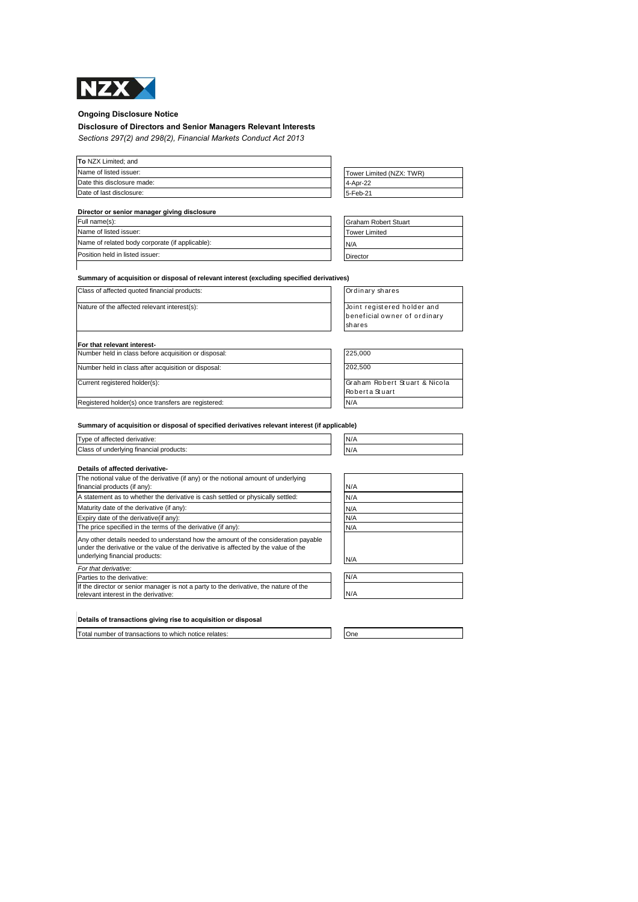NZX

## Ongoing Disclosure Notice

### Disclosure of Directors and Senior Managers Relevant Interests

*Sections 297(2) and 298(2), Financial Markets Conduct Act 2013*

| | |
|---|---|
| **To** NZX Limited; and | |
| Name of listed issuer: | Tower Limited (NZX: TWR) |
| Date this disclosure made: | 4-Apr-22 |
| Date of last disclosure: | 5-Feb-21 |

**Director or senior manager giving disclosure**

| | |
|---|---|
| Full name(s): | Graham Robert Stuart |
| Name of listed issuer: | Tower Limited |
| Name of related body corporate (if applicable): | N/A |
| Position held in listed issuer: | Director |

**Summary of acquisition or disposal of relevant interest (excluding specified derivatives)**

| | |
|---|---|
| Class of affected quoted financial products: | Ordinary shares |
| Nature of the affected relevant interest(s): | Joint registered holder and beneficial owner of ordinary shares |

**For that relevant interest-**

| | |
|---|---|
| Number held in class before acquisition or disposal: | 225,000 |
| Number held in class after acquisition or disposal: | 202,500 |
| Current registered holder(s): | Graham Robert Stuart & Nicola Roberta Stuart |
| Registered holder(s) once transfers are registered: | N/A |

**Summary of acquisition or disposal of specified derivatives relevant interest (if applicable)**

| | |
|---|---|
| Type of affected derivative: | N/A |
| Class of underlying financial products: | N/A |

**Details of affected derivative-**

| | |
|---|---|
| The notional value of the derivative (if any) or the notional amount of underlying financial products (if any): | N/A |
| A statement as to whether the derivative is cash settled or physically settled: | N/A |
| Maturity date of the derivative (if any): | N/A |
| Expiry date of the derivative(if any): | N/A |
| The price specified in the terms of the derivative (if any): | N/A |
| Any other details needed to understand how the amount of the consideration payable under the derivative or the value of the derivative is affected by the value of the underlying financial products: | N/A |
| *For that derivative:* | |
| Parties to the derivative: | N/A |
| If the director or senior manager is not a party to the derivative, the nature of the relevant interest in the derivative: | N/A |

**Details of transactions giving rise to acquisition or disposal**

| | |
|---|---|
| Total number of transactions to which notice relates: | One |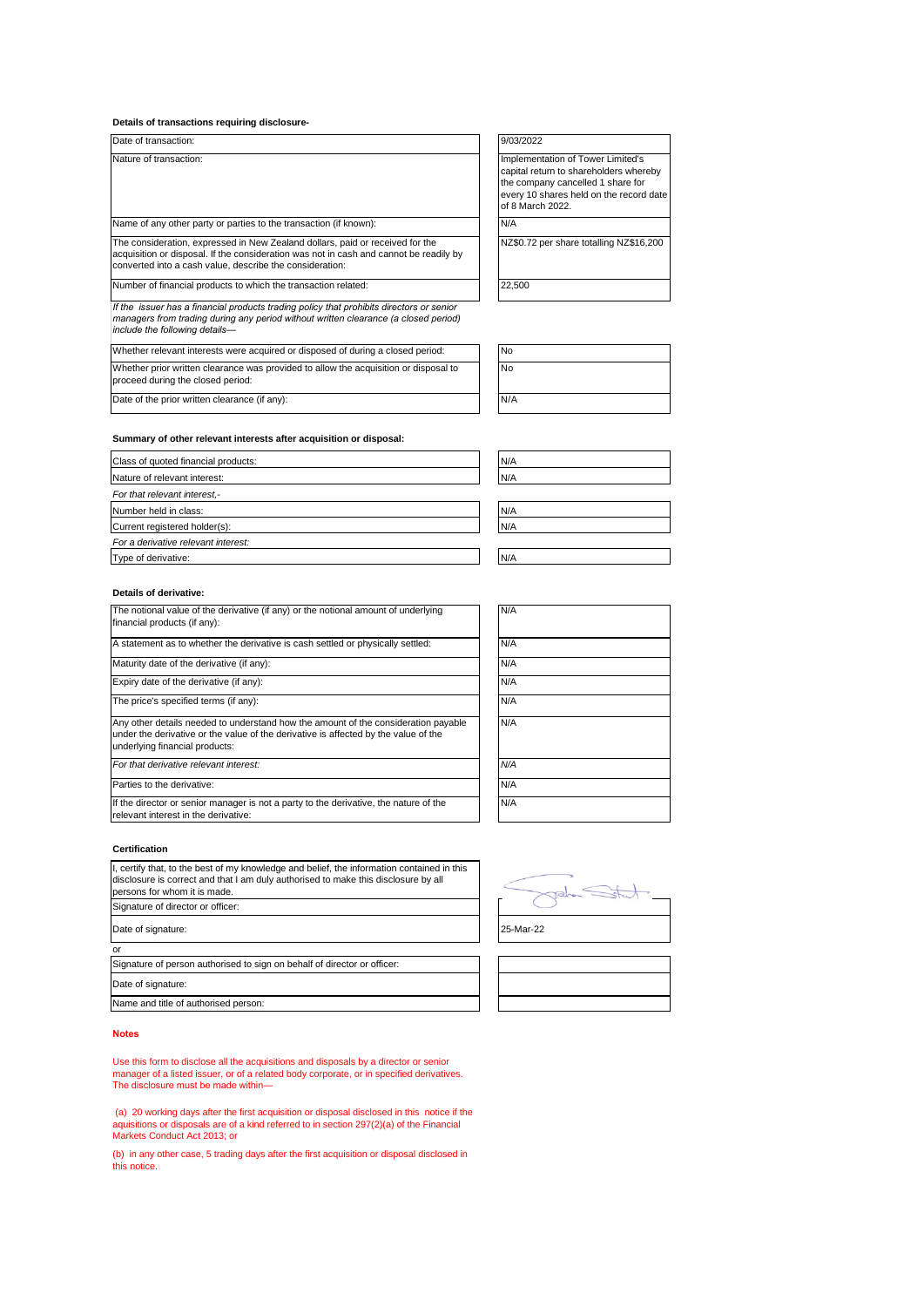**Details of transactions requiring disclosure-**

| | |
|---|---|
| Date of transaction: | 9/03/2022 |
| Nature of transaction: | Implementation of Tower Limited's capital return to shareholders whereby the company cancelled 1 share for every 10 shares held on the record date of 8 March 2022. |
| Name of any other party or parties to the transaction (if known): | N/A |
| The consideration, expressed in New Zealand dollars, paid or received for the acquisition or disposal. If the consideration was not in cash and cannot be readily by converted into a cash value, describe the consideration: | NZ$0.72 per share totalling NZ$16,200 |
| Number of financial products to which the transaction related: | 22,500 |

*If the issuer has a financial products trading policy that prohibits directors or senior managers from trading during any period without written clearance (a closed period) include the following details—*

| | |
|---|---|
| Whether relevant interests were acquired or disposed of during a closed period: | No |
| Whether prior written clearance was provided to allow the acquisition or disposal to proceed during the closed period: | No |
| Date of the prior written clearance (if any): | N/A |

**Summary of other relevant interests after acquisition or disposal:**

| | |
|---|---|
| Class of quoted financial products: | N/A |
| Nature of relevant interest: | N/A |
| *For that relevant interest,-* | |
| Number held in class: | N/A |
| Current registered holder(s): | N/A |
| *For a derivative relevant interest:* | |
| Type of derivative: | N/A |

**Details of derivative:**

| | |
|---|---|
| The notional value of the derivative (if any) or the notional amount of underlying financial products (if any): | N/A |
| A statement as to whether the derivative is cash settled or physically settled: | N/A |
| Maturity date of the derivative (if any): | N/A |
| Expiry date of the derivative (if any): | N/A |
| The price's specified terms (if any): | N/A |
| Any other details needed to understand how the amount of the consideration payable under the derivative or the value of the derivative is affected by the value of the underlying financial products: | N/A |
| *For that derivative relevant interest:* | *N/A* |
| Parties to the derivative: | N/A |
| If the director or senior manager is not a party to the derivative, the nature of the relevant interest in the derivative: | N/A |

**Certification**

| | |
|---|---|
| I, certify that, to the best of my knowledge and belief, the information contained in this disclosure is correct and that I am duly authorised to make this disclosure by all persons for whom it is made. | |
| Signature of director or officer: | [Signature] |
| Date of signature: | 25-Mar-22 |
| or | |
| Signature of person authorised to sign on behalf of director or officer: | |
| Date of signature: | |
| Name and title of authorised person: | |

**Notes**

Use this form to disclose all the acquisitions and disposals by a director or senior manager of a listed issuer, or of a related body corporate, or in specified derivatives. The disclosure must be made within—

(a) 20 working days after the first acquisition or disposal disclosed in this notice if the aquisitions or disposals are of a kind referred to in section 297(2)(a) of the Financial Markets Conduct Act 2013; or

(b) in any other case, 5 trading days after the first acquisition or disposal disclosed in this notice.